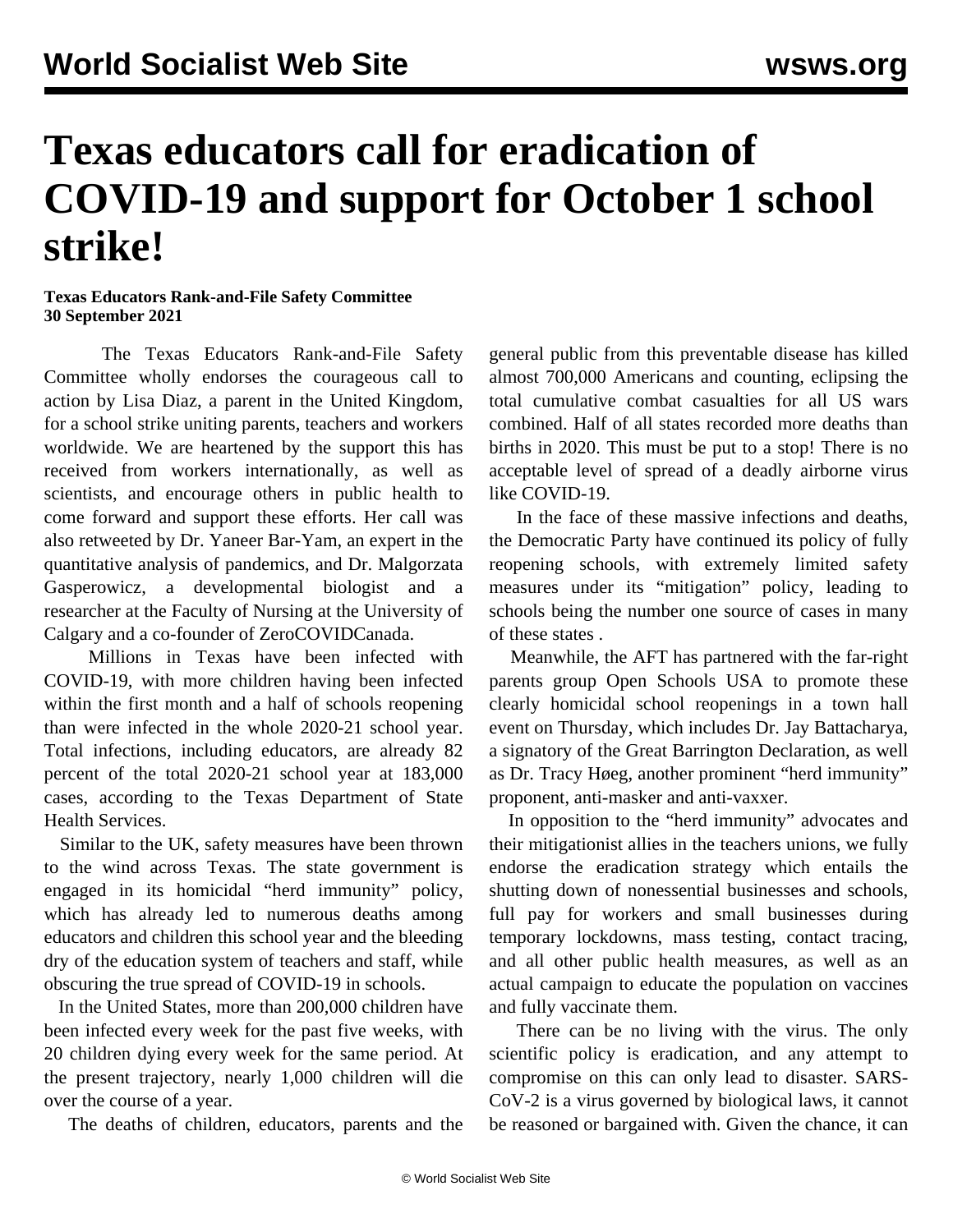# Texas educators call for eradication of COVID-19 and support for October 1 school strike!

**Texas Educators Rank-and-File Safety Committee**
**30 September 2021**

The Texas Educators Rank-and-File Safety Committee wholly endorses the courageous call to action by Lisa Diaz, a parent in the United Kingdom, for a school strike uniting parents, teachers and workers worldwide. We are heartened by the support this has received from workers internationally, as well as scientists, and encourage others in public health to come forward and support these efforts. Her call was also retweeted by Dr. Yaneer Bar-Yam, an expert in the quantitative analysis of pandemics, and Dr. Malgorzata Gasperowicz, a developmental biologist and a researcher at the Faculty of Nursing at the University of Calgary and a co-founder of ZeroCOVIDCanada.

Millions in Texas have been infected with COVID-19, with more children having been infected within the first month and a half of schools reopening than were infected in the whole 2020-21 school year. Total infections, including educators, are already 82 percent of the total 2020-21 school year at 183,000 cases, according to the Texas Department of State Health Services.

Similar to the UK, safety measures have been thrown to the wind across Texas. The state government is engaged in its homicidal "herd immunity" policy, which has already led to numerous deaths among educators and children this school year and the bleeding dry of the education system of teachers and staff, while obscuring the true spread of COVID-19 in schools.

In the United States, more than 200,000 children have been infected every week for the past five weeks, with 20 children dying every week for the same period. At the present trajectory, nearly 1,000 children will die over the course of a year.

The deaths of children, educators, parents and the general public from this preventable disease has killed almost 700,000 Americans and counting, eclipsing the total cumulative combat casualties for all US wars combined. Half of all states recorded more deaths than births in 2020. This must be put to a stop! There is no acceptable level of spread of a deadly airborne virus like COVID-19.

In the face of these massive infections and deaths, the Democratic Party have continued its policy of fully reopening schools, with extremely limited safety measures under its "mitigation" policy, leading to schools being the number one source of cases in many of these states .

Meanwhile, the AFT has partnered with the far-right parents group Open Schools USA to promote these clearly homicidal school reopenings in a town hall event on Thursday, which includes Dr. Jay Battacharya, a signatory of the Great Barrington Declaration, as well as Dr. Tracy Høeg, another prominent "herd immunity" proponent, anti-masker and anti-vaxxer.

In opposition to the "herd immunity" advocates and their mitigationist allies in the teachers unions, we fully endorse the eradication strategy which entails the shutting down of nonessential businesses and schools, full pay for workers and small businesses during temporary lockdowns, mass testing, contact tracing, and all other public health measures, as well as an actual campaign to educate the population on vaccines and fully vaccinate them.

There can be no living with the virus. The only scientific policy is eradication, and any attempt to compromise on this can only lead to disaster. SARS-CoV-2 is a virus governed by biological laws, it cannot be reasoned or bargained with. Given the chance, it can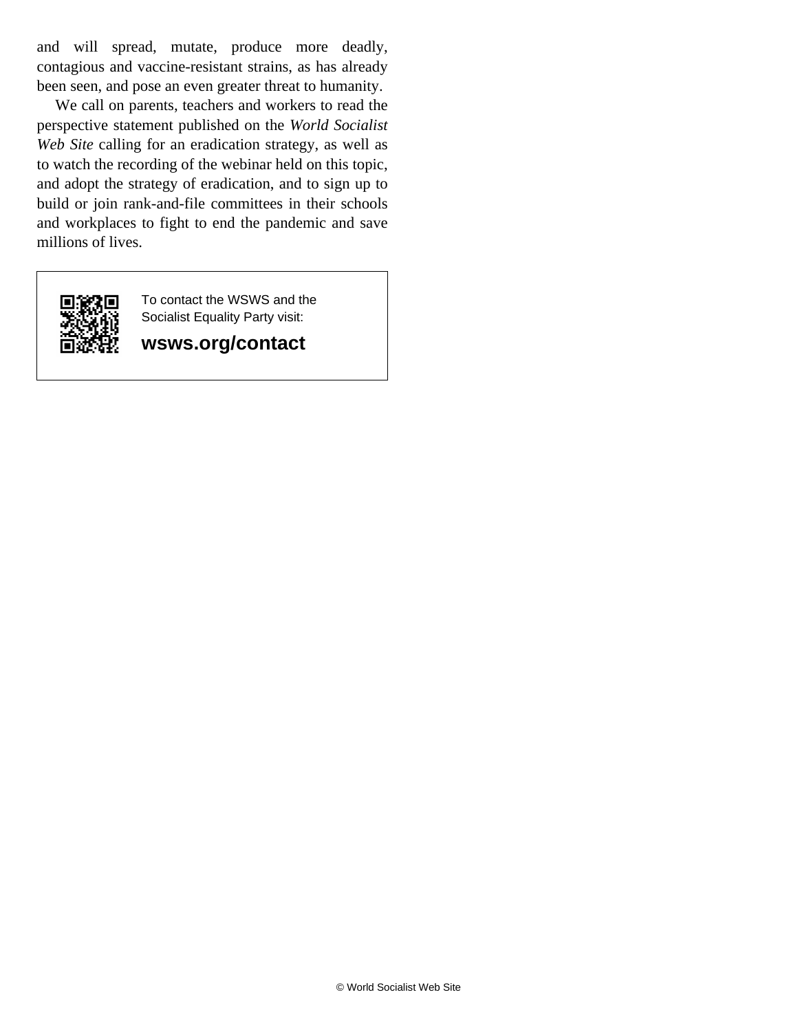and will spread, mutate, produce more deadly, contagious and vaccine-resistant strains, as has already been seen, and pose an even greater threat to humanity.

We call on parents, teachers and workers to read the perspective statement published on the *World Socialist Web Site* calling for an eradication strategy, as well as to watch the recording of the webinar held on this topic, and adopt the strategy of eradication, and to sign up to build or join rank-and-file committees in their schools and workplaces to fight to end the pandemic and save millions of lives.

To contact the WSWS and the Socialist Equality Party visit:

**wsws.org/contact**